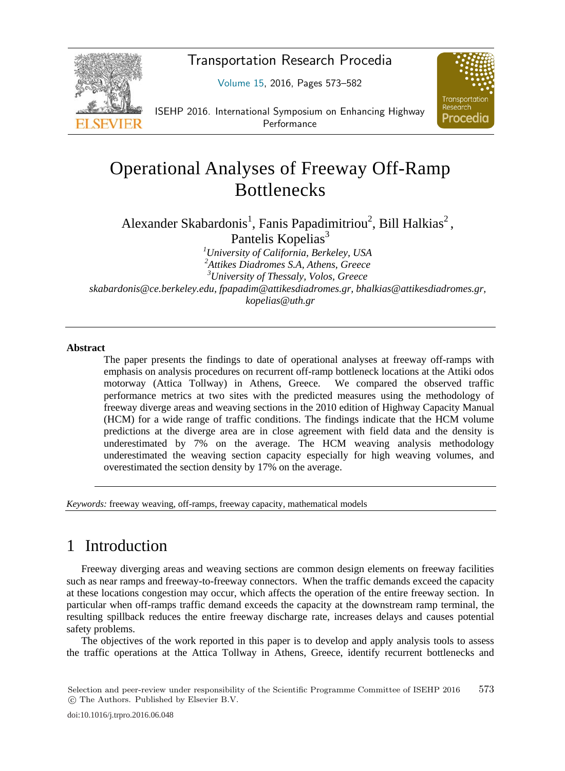# Operational Analyses of Freeway Off-Ramp Bottlenecks

Alexander Skabardonis[1], Fanis Papadimitriou[2], Bill Halkias[2], Pantelis Kopelias[3]

[1]*University of California, Berkeley, USA*
[2]*Attikes Diadromes S.A, Athens, Greece*
[3]*University of Thessaly, Volos, Greece*

*skabardonis@ce.berkeley.edu, fpapadim@attikesdiadromes.gr, bhalkias@attikesdiadromes.gr, kopelias@uth.gr*

## Abstract

The paper presents the findings to date of operational analyses at freeway off-ramps with emphasis on analysis procedures on recurrent off-ramp bottleneck locations at the Attiki odos motorway (Attica Tollway) in Athens, Greece. We compared the observed traffic performance metrics at two sites with the predicted measures using the methodology of freeway diverge areas and weaving sections in the 2010 edition of Highway Capacity Manual (HCM) for a wide range of traffic conditions. The findings indicate that the HCM volume predictions at the diverge area are in close agreement with field data and the density is underestimated by 7% on the average. The HCM weaving analysis methodology underestimated the weaving section capacity especially for high weaving volumes, and overestimated the section density by 17% on the average.

*Keywords:* freeway weaving, off-ramps, freeway capacity, mathematical models

# 1 Introduction

Freeway diverging areas and weaving sections are common design elements on freeway facilities such as near ramps and freeway-to-freeway connectors. When the traffic demands exceed the capacity at these locations congestion may occur, which affects the operation of the entire freeway section. In particular when off-ramps traffic demand exceeds the capacity at the downstream ramp terminal, the resulting spillback reduces the entire freeway discharge rate, increases delays and causes potential safety problems.

The objectives of the work reported in this paper is to develop and apply analysis tools to assess the traffic operations at the Attica Tollway in Athens, Greece, identify recurrent bottlenecks and

Selection and peer-review under responsibility of the Scientific Programme Committee of ISEHP 2016
© The Authors. Published by Elsevier B.V.

doi:10.1016/j.trpro.2016.06.048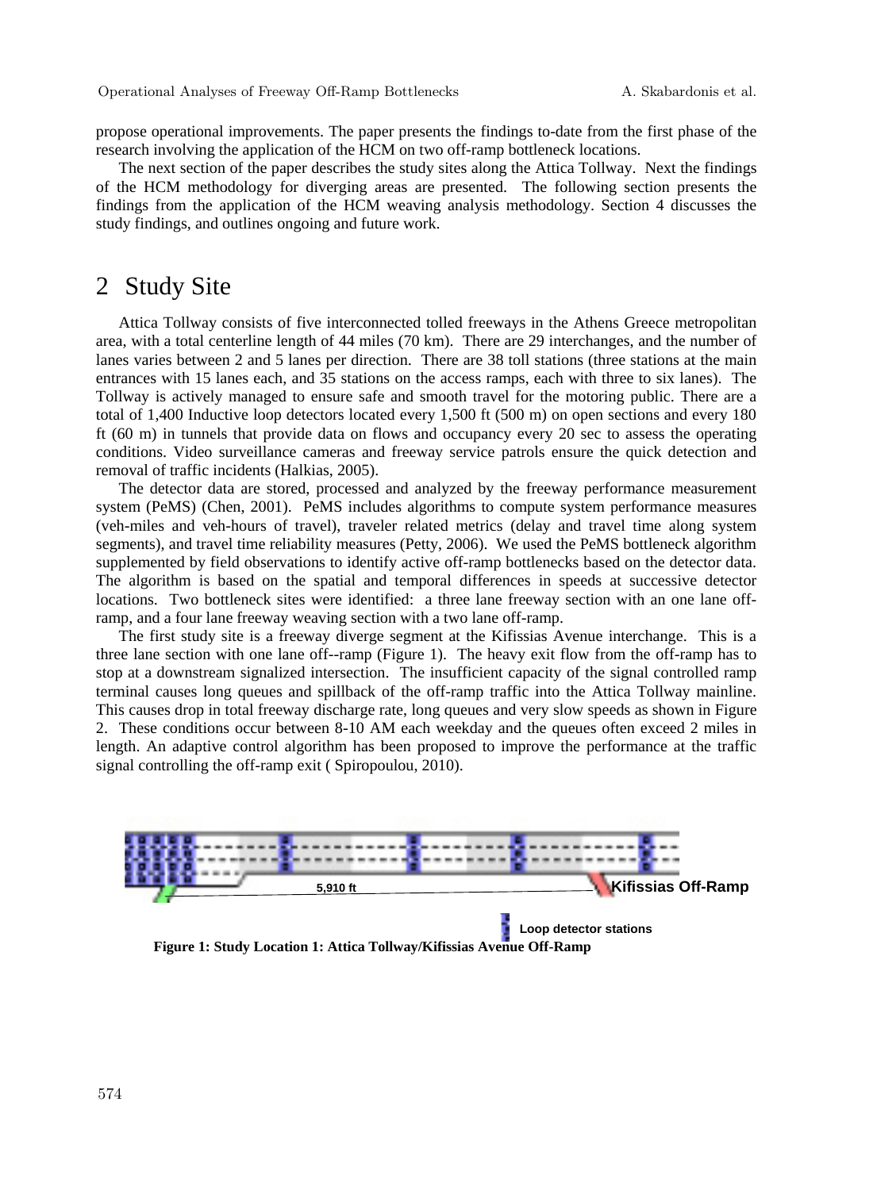propose operational improvements. The paper presents the findings to-date from the first phase of the research involving the application of the HCM on two off-ramp bottleneck locations.

The next section of the paper describes the study sites along the Attica Tollway. Next the findings of the HCM methodology for diverging areas are presented. The following section presents the findings from the application of the HCM weaving analysis methodology. Section 4 discusses the study findings, and outlines ongoing and future work.

# 2 Study Site

Attica Tollway consists of five interconnected tolled freeways in the Athens Greece metropolitan area, with a total centerline length of 44 miles (70 km). There are 29 interchanges, and the number of lanes varies between 2 and 5 lanes per direction. There are 38 toll stations (three stations at the main entrances with 15 lanes each, and 35 stations on the access ramps, each with three to six lanes). The Tollway is actively managed to ensure safe and smooth travel for the motoring public. There are a total of 1,400 Inductive loop detectors located every 1,500 ft (500 m) on open sections and every 180 ft (60 m) in tunnels that provide data on flows and occupancy every 20 sec to assess the operating conditions. Video surveillance cameras and freeway service patrols ensure the quick detection and removal of traffic incidents (Halkias, 2005).

The detector data are stored, processed and analyzed by the freeway performance measurement system (PeMS) (Chen, 2001). PeMS includes algorithms to compute system performance measures (veh-miles and veh-hours of travel), traveler related metrics (delay and travel time along system segments), and travel time reliability measures (Petty, 2006). We used the PeMS bottleneck algorithm supplemented by field observations to identify active off-ramp bottlenecks based on the detector data. The algorithm is based on the spatial and temporal differences in speeds at successive detector locations. Two bottleneck sites were identified: a three lane freeway section with an one lane off-ramp, and a four lane freeway weaving section with a two lane off-ramp.

The first study site is a freeway diverge segment at the Kifissias Avenue interchange. This is a three lane section with one lane off--ramp (Figure 1). The heavy exit flow from the off-ramp has to stop at a downstream signalized intersection. The insufficient capacity of the signal controlled ramp terminal causes long queues and spillback of the off-ramp traffic into the Attica Tollway mainline. This causes drop in total freeway discharge rate, long queues and very slow speeds as shown in Figure 2. These conditions occur between 8-10 AM each weekday and the queues often exceed 2 miles in length. An adaptive control algorithm has been proposed to improve the performance at the traffic signal controlling the off-ramp exit ( Spiropoulou, 2010).

5,910 ft

Kifissias Off-Ramp

Loop detector stations

**Figure 1: Study Location 1: Attica Tollway/Kifissias Avenue Off-Ramp**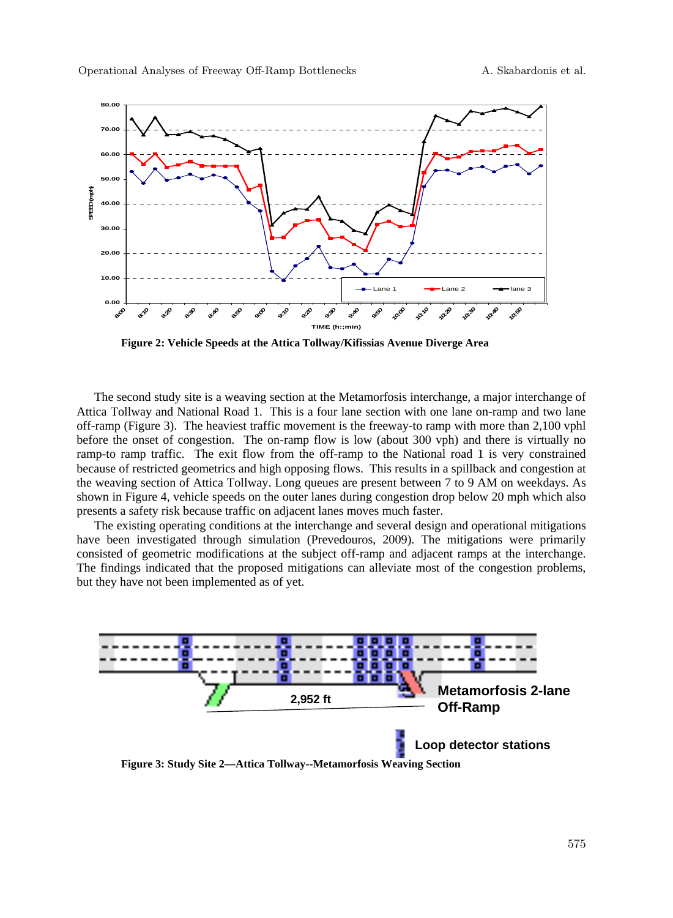Figure 2: Vehicle Speeds at the Attica Tollway/Kifissias Avenue Diverge Area

The second study site is a weaving section at the Metamorfosis interchange, a major interchange of Attica Tollway and National Road 1. This is a four lane section with one lane on-ramp and two lane off-ramp (Figure 3). The heaviest traffic movement is the freeway-to ramp with more than 2,100 vphl before the onset of congestion. The on-ramp flow is low (about 300 vph) and there is virtually no ramp-to ramp traffic. The exit flow from the off-ramp to the National road 1 is very constrained because of restricted geometrics and high opposing flows. This results in a spillback and congestion at the weaving section of Attica Tollway. Long queues are present between 7 to 9 AM on weekdays. As shown in Figure 4, vehicle speeds on the outer lanes during congestion drop below 20 mph which also presents a safety risk because traffic on adjacent lanes moves much faster.

The existing operating conditions at the interchange and several design and operational mitigations have been investigated through simulation (Prevedouros, 2009). The mitigations were primarily consisted of geometric modifications at the subject off-ramp and adjacent ramps at the interchange. The findings indicated that the proposed mitigations can alleviate most of the congestion problems, but they have not been implemented as of yet.

Figure 3: Study Site 2—Attica Tollway--Metamorfosis Weaving Section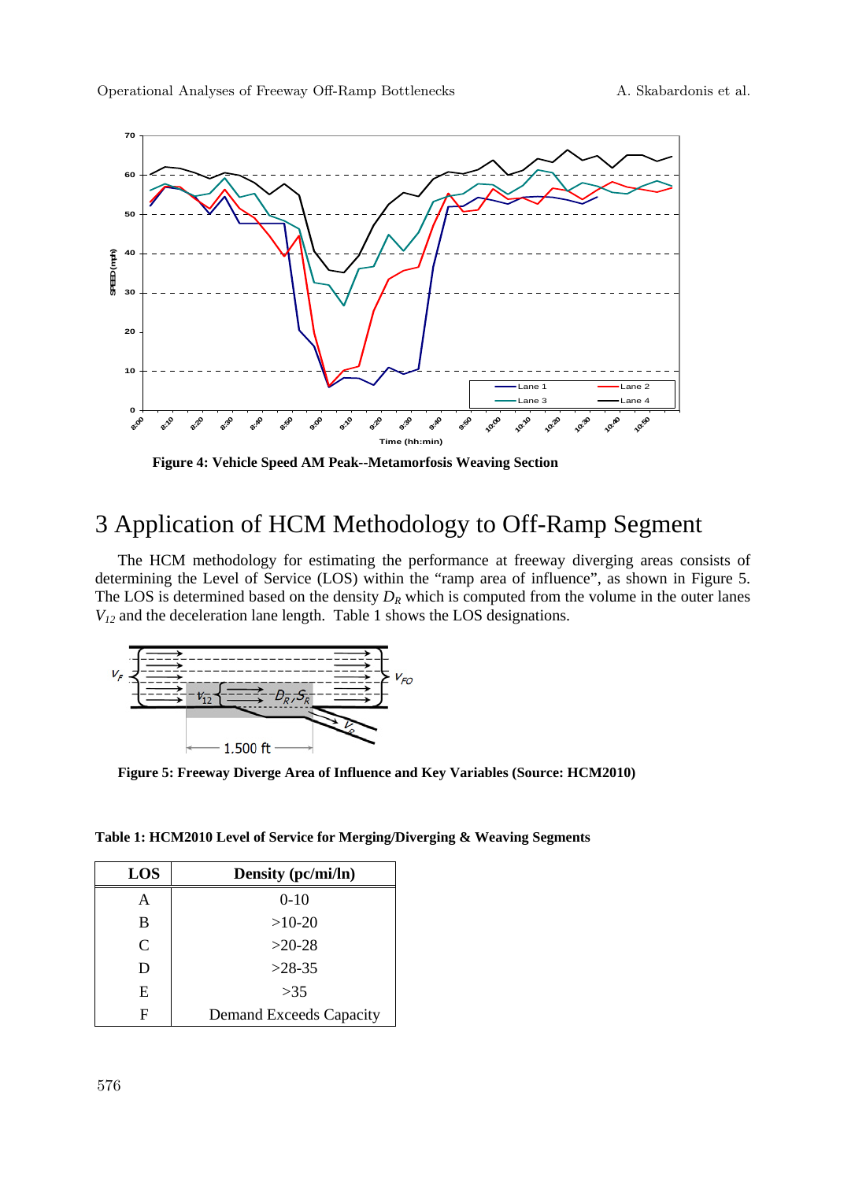Figure 4: Vehicle Speed AM Peak--Metamorfosis Weaving Section

# 3 Application of HCM Methodology to Off-Ramp Segment

The HCM methodology for estimating the performance at freeway diverging areas consists of determining the Level of Service (LOS) within the "ramp area of influence", as shown in Figure 5. The LOS is determined based on the density $D_R$ which is computed from the volume in the outer lanes $V_{12}$ and the deceleration lane length. Table 1 shows the LOS designations.

Figure 5: Freeway Diverge Area of Influence and Key Variables (Source: HCM2010)

**Table 1: HCM2010 Level of Service for Merging/Diverging & Weaving Segments**

| LOS | Density (pc/mi/ln) |
|---|---|
| A | 0-10 |
| B | >10-20 |
| C | >20-28 |
| D | >28-35 |
| E | >35 |
| F | Demand Exceeds Capacity |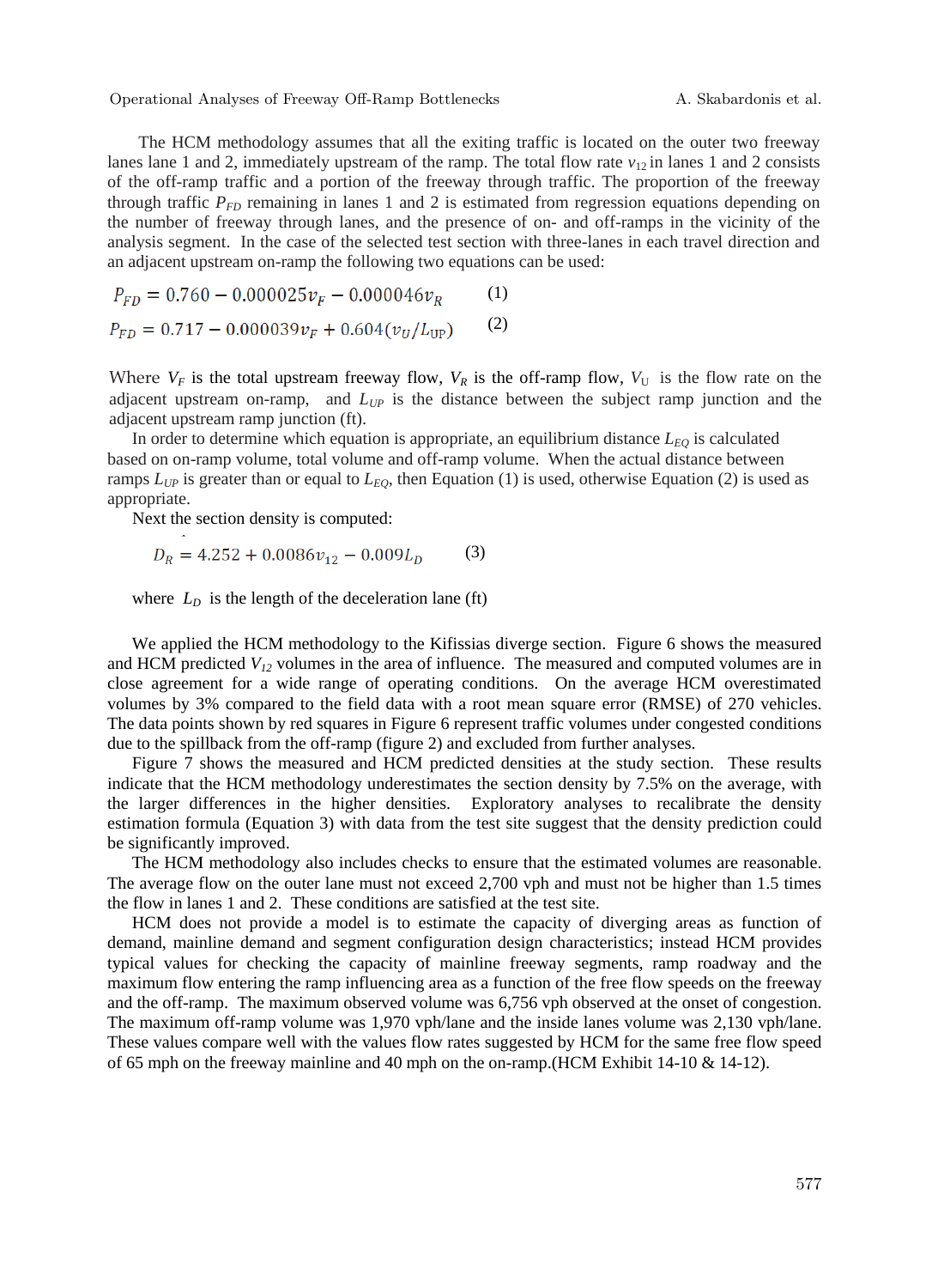The HCM methodology assumes that all the exiting traffic is located on the outer two freeway lanes lane 1 and 2, immediately upstream of the ramp. The total flow rate $v_{12}$ in lanes 1 and 2 consists of the off-ramp traffic and a portion of the freeway through traffic. The proportion of the freeway through traffic $P_{FD}$ remaining in lanes 1 and 2 is estimated from regression equations depending on the number of freeway through lanes, and the presence of on- and off-ramps in the vicinity of the analysis segment. In the case of the selected test section with three-lanes in each travel direction and an adjacent upstream on-ramp the following two equations can be used:

$$P_{FD} = 0.760 - 0.000025v_F - 0.000046v_R \qquad (1)$$

$$P_{FD} = 0.717 - 0.000039v_F + 0.604(v_U/L_{UP}) \qquad (2)$$

Where $V_F$ is the total upstream freeway flow, $V_R$ is the off-ramp flow, $V_U$ is the flow rate on the adjacent upstream on-ramp, and $L_{UP}$ is the distance between the subject ramp junction and the adjacent upstream ramp junction (ft).

In order to determine which equation is appropriate, an equilibrium distance $L_{EQ}$ is calculated based on on-ramp volume, total volume and off-ramp volume. When the actual distance between ramps $L_{UP}$ is greater than or equal to $L_{EQ}$, then Equation (1) is used, otherwise Equation (2) is used as appropriate.

Next the section density is computed:

$$D_R = 4.252 + 0.0086v_{12} - 0.009L_D \qquad (3)$$

where $L_D$ is the length of the deceleration lane (ft)

We applied the HCM methodology to the Kifissias diverge section. Figure 6 shows the measured and HCM predicted $V_{12}$ volumes in the area of influence. The measured and computed volumes are in close agreement for a wide range of operating conditions. On the average HCM overestimated volumes by 3% compared to the field data with a root mean square error (RMSE) of 270 vehicles. The data points shown by red squares in Figure 6 represent traffic volumes under congested conditions due to the spillback from the off-ramp (figure 2) and excluded from further analyses.

Figure 7 shows the measured and HCM predicted densities at the study section. These results indicate that the HCM methodology underestimates the section density by 7.5% on the average, with the larger differences in the higher densities. Exploratory analyses to recalibrate the density estimation formula (Equation 3) with data from the test site suggest that the density prediction could be significantly improved.

The HCM methodology also includes checks to ensure that the estimated volumes are reasonable. The average flow on the outer lane must not exceed 2,700 vph and must not be higher than 1.5 times the flow in lanes 1 and 2. These conditions are satisfied at the test site.

HCM does not provide a model is to estimate the capacity of diverging areas as function of demand, mainline demand and segment configuration design characteristics; instead HCM provides typical values for checking the capacity of mainline freeway segments, ramp roadway and the maximum flow entering the ramp influencing area as a function of the free flow speeds on the freeway and the off-ramp. The maximum observed volume was 6,756 vph observed at the onset of congestion. The maximum off-ramp volume was 1,970 vph/lane and the inside lanes volume was 2,130 vph/lane. These values compare well with the values flow rates suggested by HCM for the same free flow speed of 65 mph on the freeway mainline and 40 mph on the on-ramp.(HCM Exhibit 14-10 & 14-12).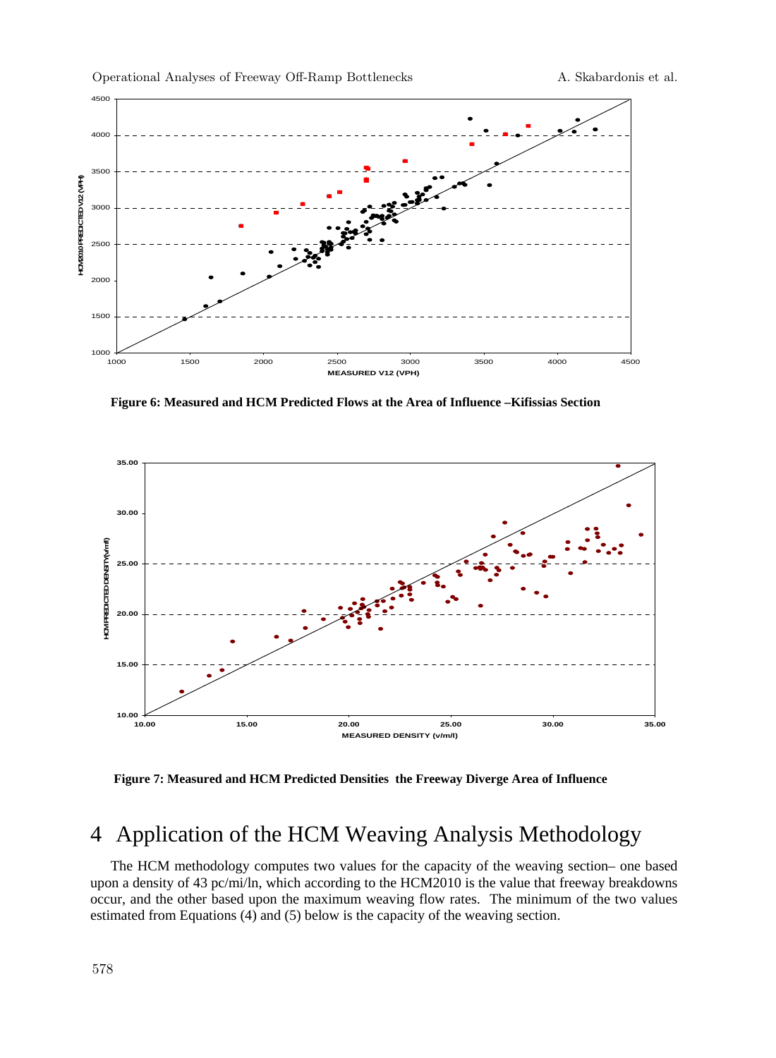Figure 6: Measured and HCM Predicted Flows at the Area of Influence –Kifissias Section

Figure 7: Measured and HCM Predicted Densities the Freeway Diverge Area of Influence

# 4 Application of the HCM Weaving Analysis Methodology

The HCM methodology computes two values for the capacity of the weaving section– one based upon a density of 43 pc/mi/ln, which according to the HCM2010 is the value that freeway breakdowns occur, and the other based upon the maximum weaving flow rates. The minimum of the two values estimated from Equations (4) and (5) below is the capacity of the weaving section.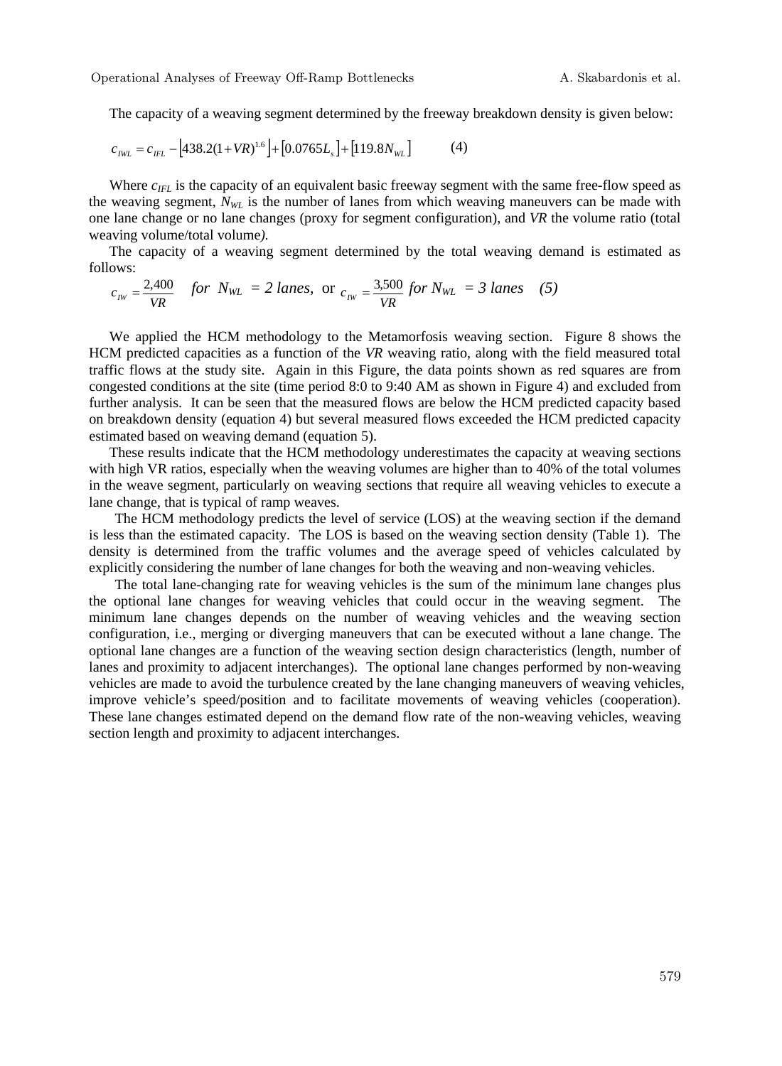The capacity of a weaving segment determined by the freeway breakdown density is given below:

$$c_{IWL} = c_{IFL} - \left[438.2(1+VR)^{1.6}\right] + \left[0.0765L_s\right] + \left[119.8N_{WL}\right] \qquad (4)$$

Where $c_{IFL}$ is the capacity of an equivalent basic freeway segment with the same free-flow speed as the weaving segment, $N_{WL}$ is the number of lanes from which weaving maneuvers can be made with one lane change or no lane changes (proxy for segment configuration), and *VR* the volume ratio (total weaving volume/total volume).

The capacity of a weaving segment determined by the total weaving demand is estimated as follows:

$$c_{IW} = \frac{2{,}400}{VR} \quad \textit{for } N_{WL} = 2 \textit{ lanes}, \text{ or } c_{IW} = \frac{3{,}500}{VR} \textit{ for } N_{WL} = 3 \textit{ lanes} \qquad (5)$$

We applied the HCM methodology to the Metamorfosis weaving section. Figure 8 shows the HCM predicted capacities as a function of the *VR* weaving ratio, along with the field measured total traffic flows at the study site. Again in this Figure, the data points shown as red squares are from congested conditions at the site (time period 8:0 to 9:40 AM as shown in Figure 4) and excluded from further analysis. It can be seen that the measured flows are below the HCM predicted capacity based on breakdown density (equation 4) but several measured flows exceeded the HCM predicted capacity estimated based on weaving demand (equation 5).

These results indicate that the HCM methodology underestimates the capacity at weaving sections with high VR ratios, especially when the weaving volumes are higher than to 40% of the total volumes in the weave segment, particularly on weaving sections that require all weaving vehicles to execute a lane change, that is typical of ramp weaves.

The HCM methodology predicts the level of service (LOS) at the weaving section if the demand is less than the estimated capacity. The LOS is based on the weaving section density (Table 1). The density is determined from the traffic volumes and the average speed of vehicles calculated by explicitly considering the number of lane changes for both the weaving and non-weaving vehicles.

The total lane-changing rate for weaving vehicles is the sum of the minimum lane changes plus the optional lane changes for weaving vehicles that could occur in the weaving segment. The minimum lane changes depends on the number of weaving vehicles and the weaving section configuration, i.e., merging or diverging maneuvers that can be executed without a lane change. The optional lane changes are a function of the weaving section design characteristics (length, number of lanes and proximity to adjacent interchanges). The optional lane changes performed by non-weaving vehicles are made to avoid the turbulence created by the lane changing maneuvers of weaving vehicles, improve vehicle's speed/position and to facilitate movements of weaving vehicles (cooperation). These lane changes estimated depend on the demand flow rate of the non-weaving vehicles, weaving section length and proximity to adjacent interchanges.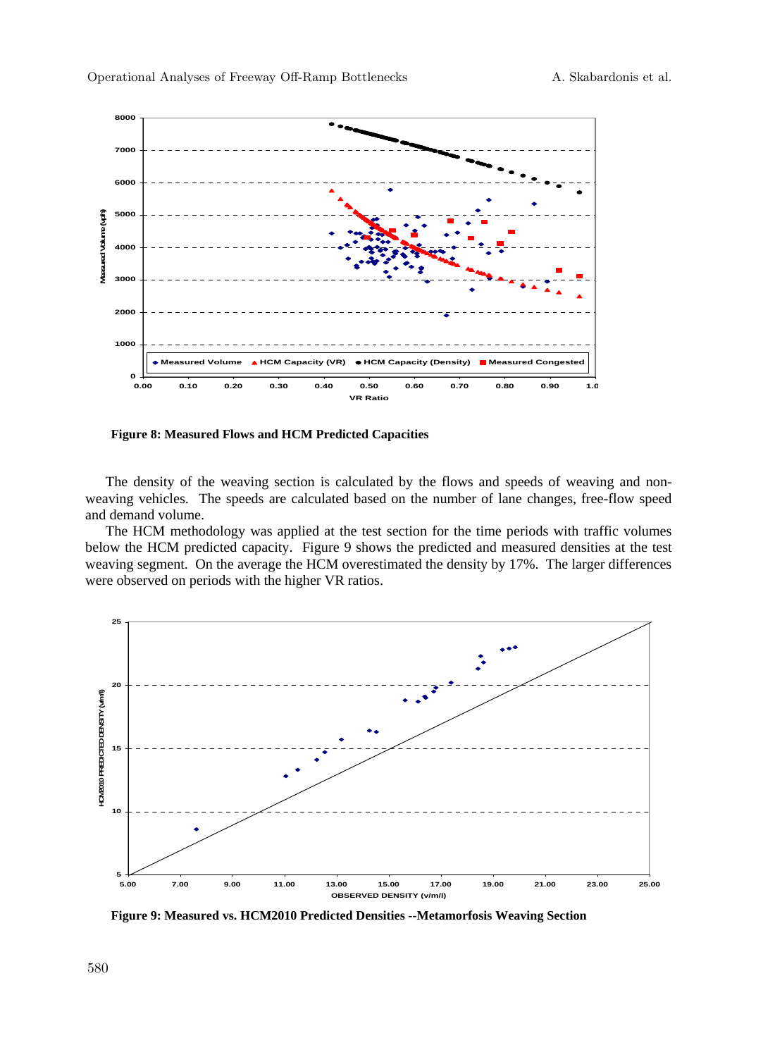**Figure 8: Measured Flows and HCM Predicted Capacities**

The density of the weaving section is calculated by the flows and speeds of weaving and non-weaving vehicles. The speeds are calculated based on the number of lane changes, free-flow speed and demand volume.

The HCM methodology was applied at the test section for the time periods with traffic volumes below the HCM predicted capacity. Figure 9 shows the predicted and measured densities at the test weaving segment. On the average the HCM overestimated the density by 17%. The larger differences were observed on periods with the higher VR ratios.

**Figure 9: Measured vs. HCM2010 Predicted Densities --Metamorfosis Weaving Section**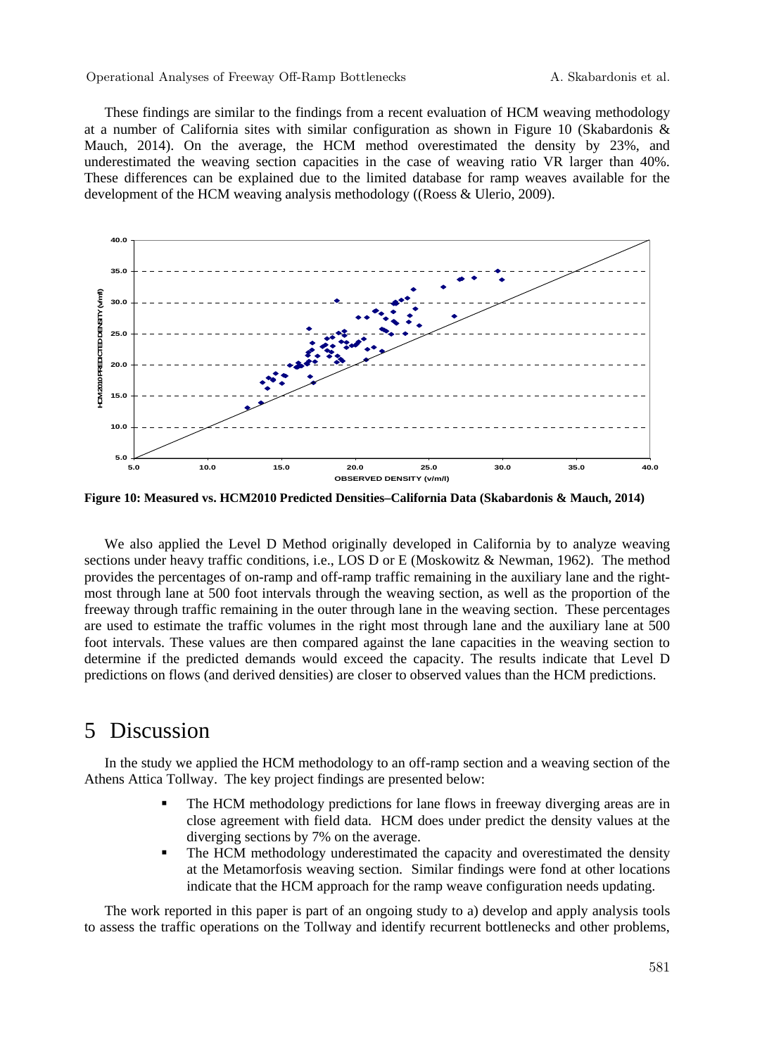These findings are similar to the findings from a recent evaluation of HCM weaving methodology at a number of California sites with similar configuration as shown in Figure 10 (Skabardonis & Mauch, 2014). On the average, the HCM method overestimated the density by 23%, and underestimated the weaving section capacities in the case of weaving ratio VR larger than 40%. These differences can be explained due to the limited database for ramp weaves available for the development of the HCM weaving analysis methodology ((Roess & Ulerio, 2009).

**Figure 10: Measured vs. HCM2010 Predicted Densities–California Data (Skabardonis & Mauch, 2014)**

We also applied the Level D Method originally developed in California by to analyze weaving sections under heavy traffic conditions, i.e., LOS D or E (Moskowitz & Newman, 1962). The method provides the percentages of on-ramp and off-ramp traffic remaining in the auxiliary lane and the right-most through lane at 500 foot intervals through the weaving section, as well as the proportion of the freeway through traffic remaining in the outer through lane in the weaving section. These percentages are used to estimate the traffic volumes in the right most through lane and the auxiliary lane at 500 foot intervals. These values are then compared against the lane capacities in the weaving section to determine if the predicted demands would exceed the capacity. The results indicate that Level D predictions on flows (and derived densities) are closer to observed values than the HCM predictions.

# 5 Discussion

In the study we applied the HCM methodology to an off-ramp section and a weaving section of the Athens Attica Tollway. The key project findings are presented below:

- The HCM methodology predictions for lane flows in freeway diverging areas are in close agreement with field data. HCM does under predict the density values at the diverging sections by 7% on the average.
- The HCM methodology underestimated the capacity and overestimated the density at the Metamorfosis weaving section. Similar findings were fond at other locations indicate that the HCM approach for the ramp weave configuration needs updating.

The work reported in this paper is part of an ongoing study to a) develop and apply analysis tools to assess the traffic operations on the Tollway and identify recurrent bottlenecks and other problems,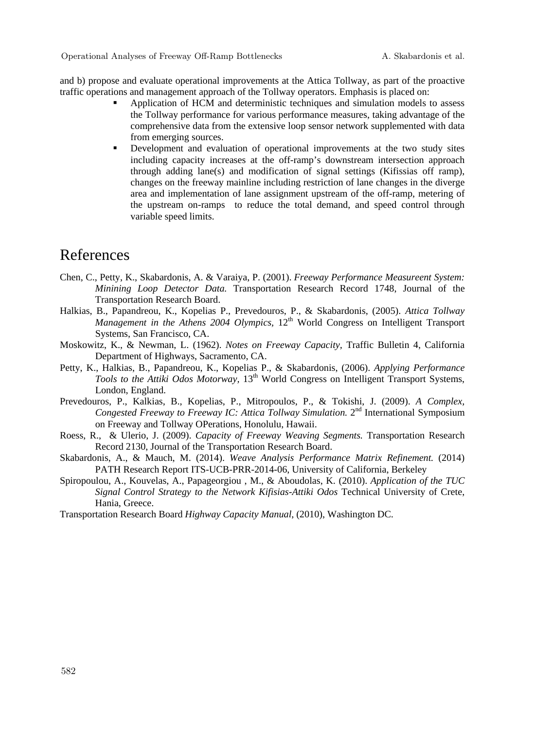and b) propose and evaluate operational improvements at the Attica Tollway, as part of the proactive traffic operations and management approach of the Tollway operators. Emphasis is placed on:

- Application of HCM and deterministic techniques and simulation models to assess the Tollway performance for various performance measures, taking advantage of the comprehensive data from the extensive loop sensor network supplemented with data from emerging sources.
- Development and evaluation of operational improvements at the two study sites including capacity increases at the off-ramp's downstream intersection approach through adding lane(s) and modification of signal settings (Kifissias off ramp), changes on the freeway mainline including restriction of lane changes in the diverge area and implementation of lane assignment upstream of the off-ramp, metering of the upstream on-ramps to reduce the total demand, and speed control through variable speed limits.

# References

Chen, C., Petty, K., Skabardonis, A. & Varaiya, P. (2001). *Freeway Performance Measureent System: Minining Loop Detector Data.* Transportation Research Record 1748, Journal of the Transportation Research Board.

Halkias, B., Papandreou, K., Kopelias P., Prevedouros, P., & Skabardonis, (2005). *Attica Tollway Management in the Athens 2004 Olympics*, 12th World Congress on Intelligent Transport Systems, San Francisco, CA.

Moskowitz, K., & Newman, L. (1962). *Notes on Freeway Capacity*, Traffic Bulletin 4, California Department of Highways, Sacramento, CA.

Petty, K., Halkias, B., Papandreou, K., Kopelias P., & Skabardonis, (2006). *Applying Performance Tools to the Attiki Odos Motorway*, 13th World Congress on Intelligent Transport Systems, London, England.

Prevedouros, P., Kalkias, B., Kopelias, P., Mitropoulos, P., & Tokishi, J. (2009). *A Complex, Congested Freeway to Freeway IC: Attica Tollway Simulation.* 2nd International Symposium on Freeway and Tollway OPerations, Honolulu, Hawaii.

Roess, R., & Ulerio, J. (2009). *Capacity of Freeway Weaving Segments.* Transportation Research Record 2130, Journal of the Transportation Research Board.

Skabardonis, A., & Mauch, M. (2014). *Weave Analysis Performance Matrix Refinement.* (2014) PATH Research Report ITS-UCB-PRR-2014-06, University of California, Berkeley

Spiropoulou, A., Kouvelas, A., Papageorgiou , M., & Aboudolas, K. (2010). *Application of the TUC Signal Control Strategy to the Network Kifisias-Attiki Odos* Technical University of Crete, Hania, Greece.

Transportation Research Board *Highway Capacity Manual*, (2010), Washington DC.